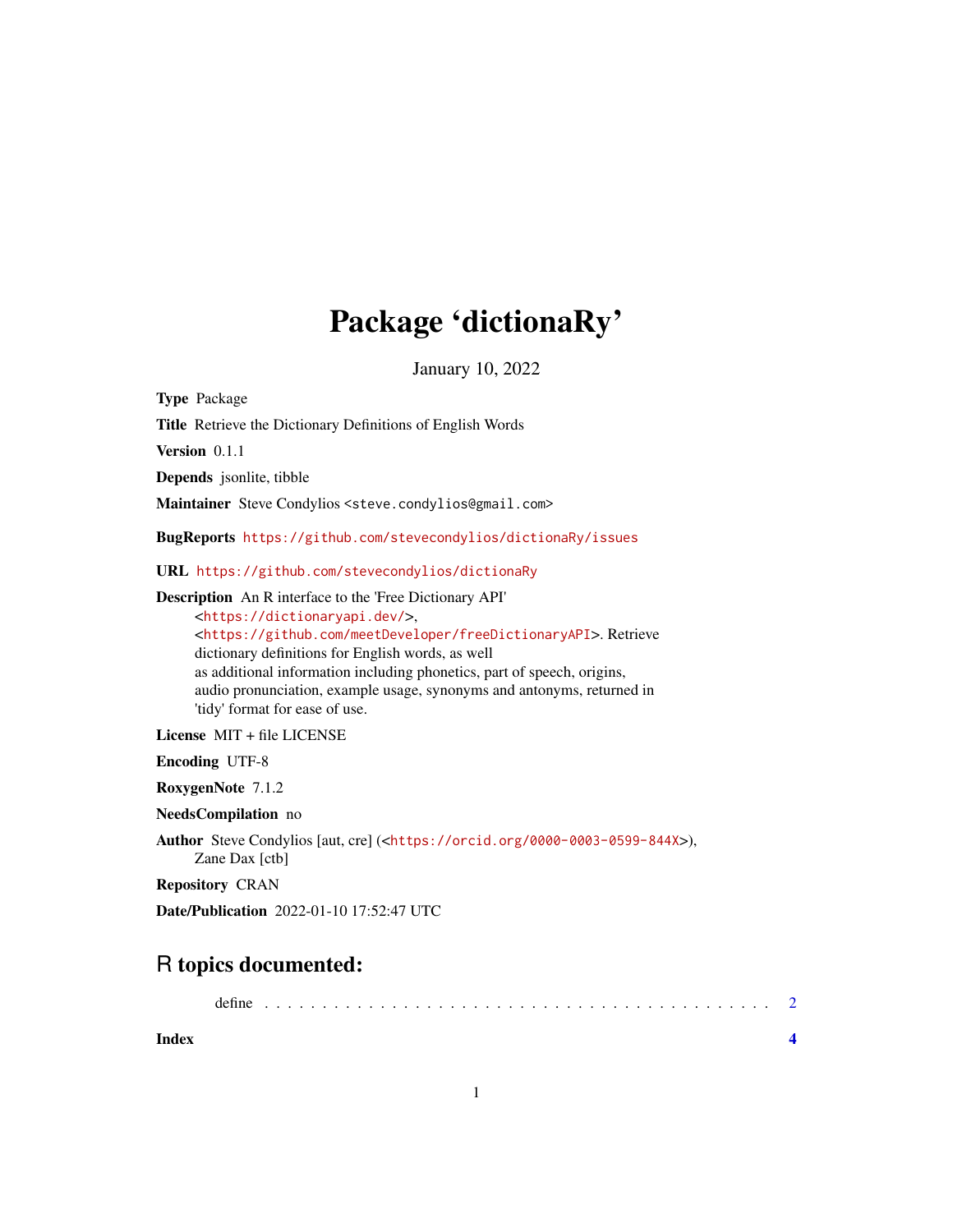# Package 'dictionaRy'

January 10, 2022

**Type** Package

**Title** Retrieve the Dictionary Definitions of English Words

**Version** 0.1.1

**Depends** jsonlite, tibble

**Maintainer** Steve Condylios <steve.condylios@gmail.com>

**BugReports** https://github.com/stevecondylios/dictionaRy/issues

**URL** https://github.com/stevecondylios/dictionaRy

**Description** An R interface to the 'Free Dictionary API' <https://dictionaryapi.dev/>, <https://github.com/meetDeveloper/freeDictionaryAPI>. Retrieve dictionary definitions for English words, as well as additional information including phonetics, part of speech, origins, audio pronunciation, example usage, synonyms and antonyms, returned in 'tidy' format for ease of use.

**License** MIT + file LICENSE

**Encoding** UTF-8

**RoxygenNote** 7.1.2

**NeedsCompilation** no

**Author** Steve Condylios [aut, cre] (<https://orcid.org/0000-0003-0599-844X>), Zane Dax [ctb]

**Repository** CRAN

**Date/Publication** 2022-01-10 17:52:47 UTC

## R topics documented:

define . . . . . . . . . . . . . . . . . . . . . . . . . . . . . . . . . . . . . . . . . . 2

**Index** **4**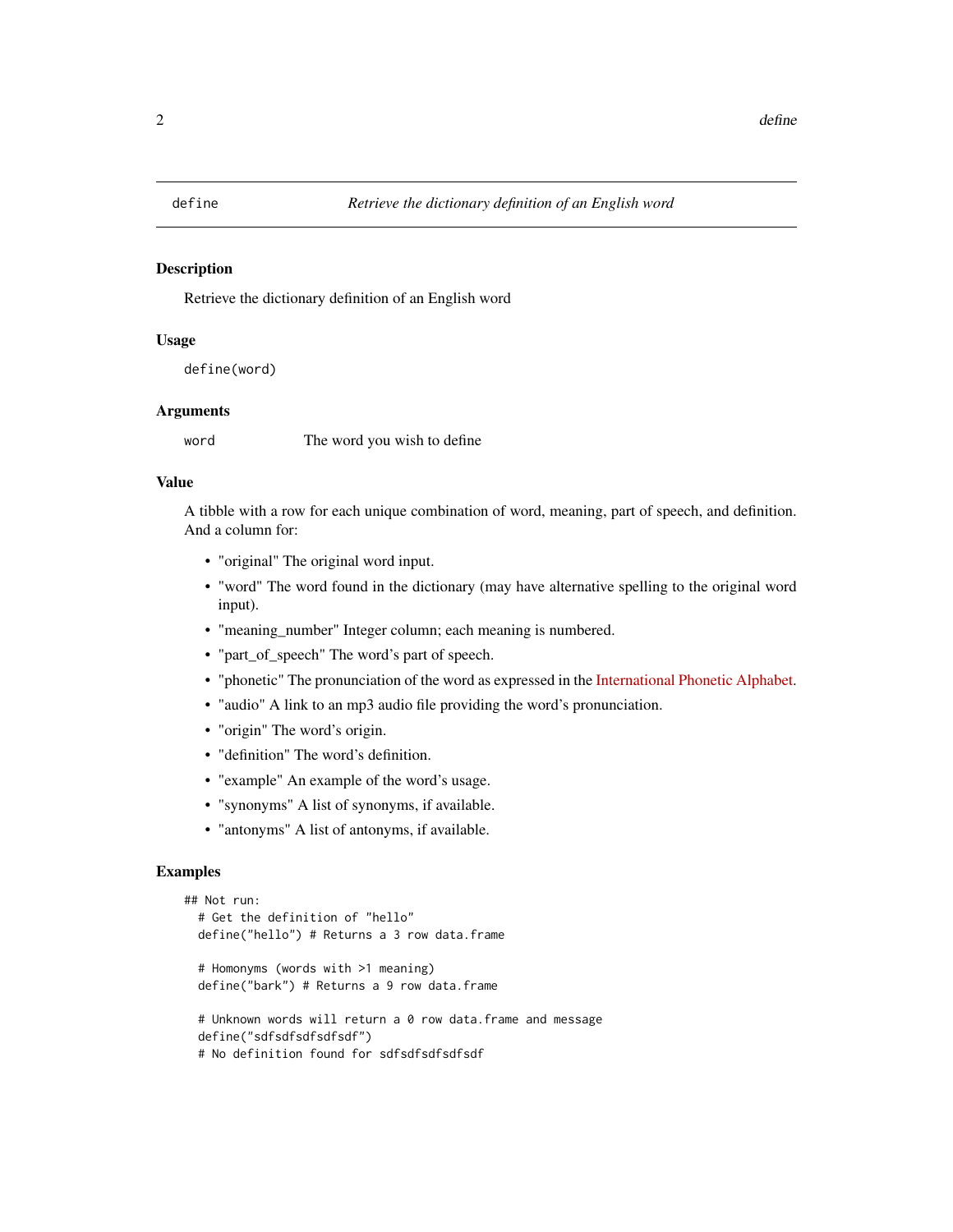# define — *Retrieve the dictionary definition of an English word*

## Description

Retrieve the dictionary definition of an English word

## Usage

```
define(word)
```

## Arguments

| | |
|---|---|
| word | The word you wish to define |

## Value

A tibble with a row for each unique combination of word, meaning, part of speech, and definition. And a column for:

- "original" The original word input.
- "word" The word found in the dictionary (may have alternative spelling to the original word input).
- "meaning_number" Integer column; each meaning is numbered.
- "part_of_speech" The word's part of speech.
- "phonetic" The pronunciation of the word as expressed in the International Phonetic Alphabet.
- "audio" A link to an mp3 audio file providing the word's pronunciation.
- "origin" The word's origin.
- "definition" The word's definition.
- "example" An example of the word's usage.
- "synonyms" A list of synonyms, if available.
- "antonyms" A list of antonyms, if available.

## Examples

```
## Not run:
  # Get the definition of "hello"
  define("hello") # Returns a 3 row data.frame

  # Homonyms (words with >1 meaning)
  define("bark") # Returns a 9 row data.frame

  # Unknown words will return a 0 row data.frame and message
  define("sdfsdfsdfsdfsdf")
  # No definition found for sdfsdfsdfsdfsdf
```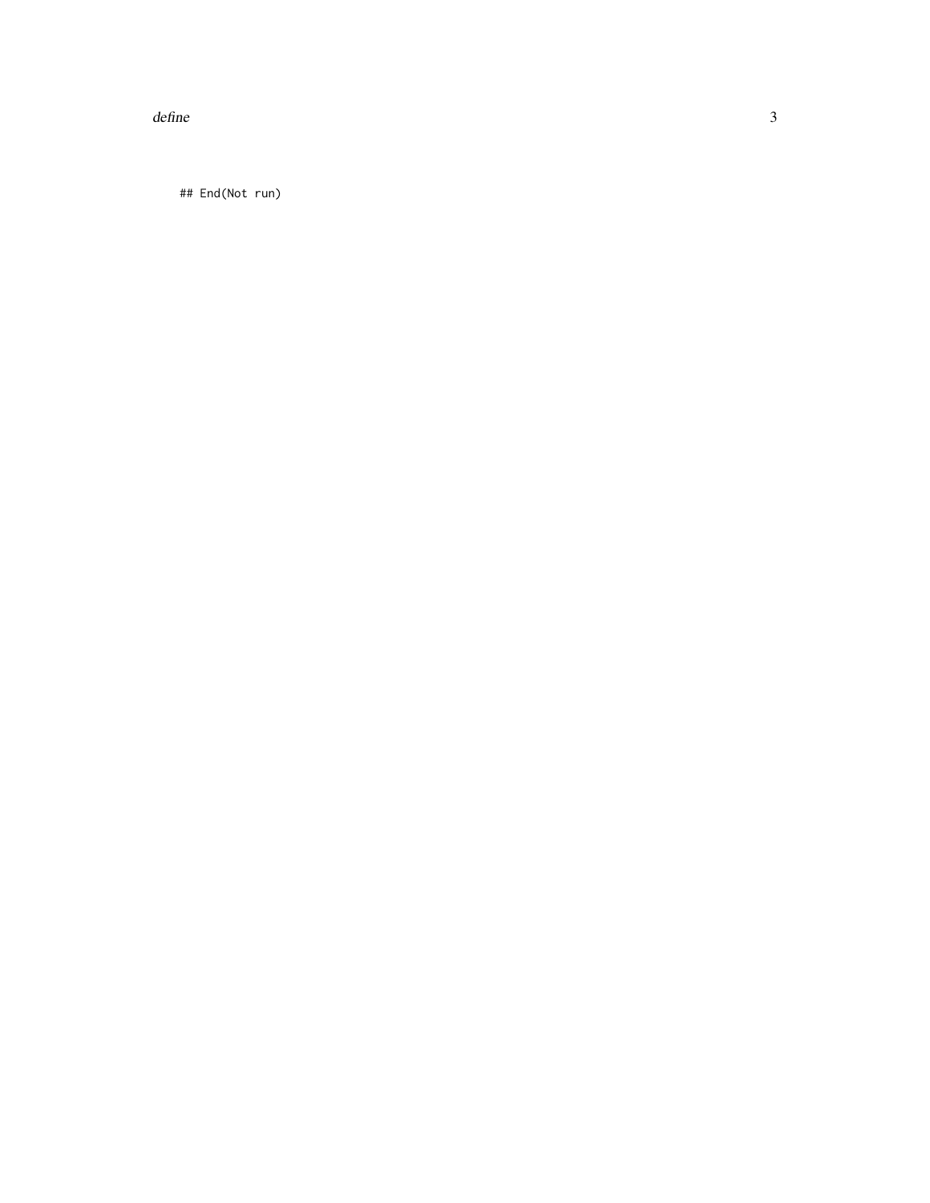```
## End(Not run)
```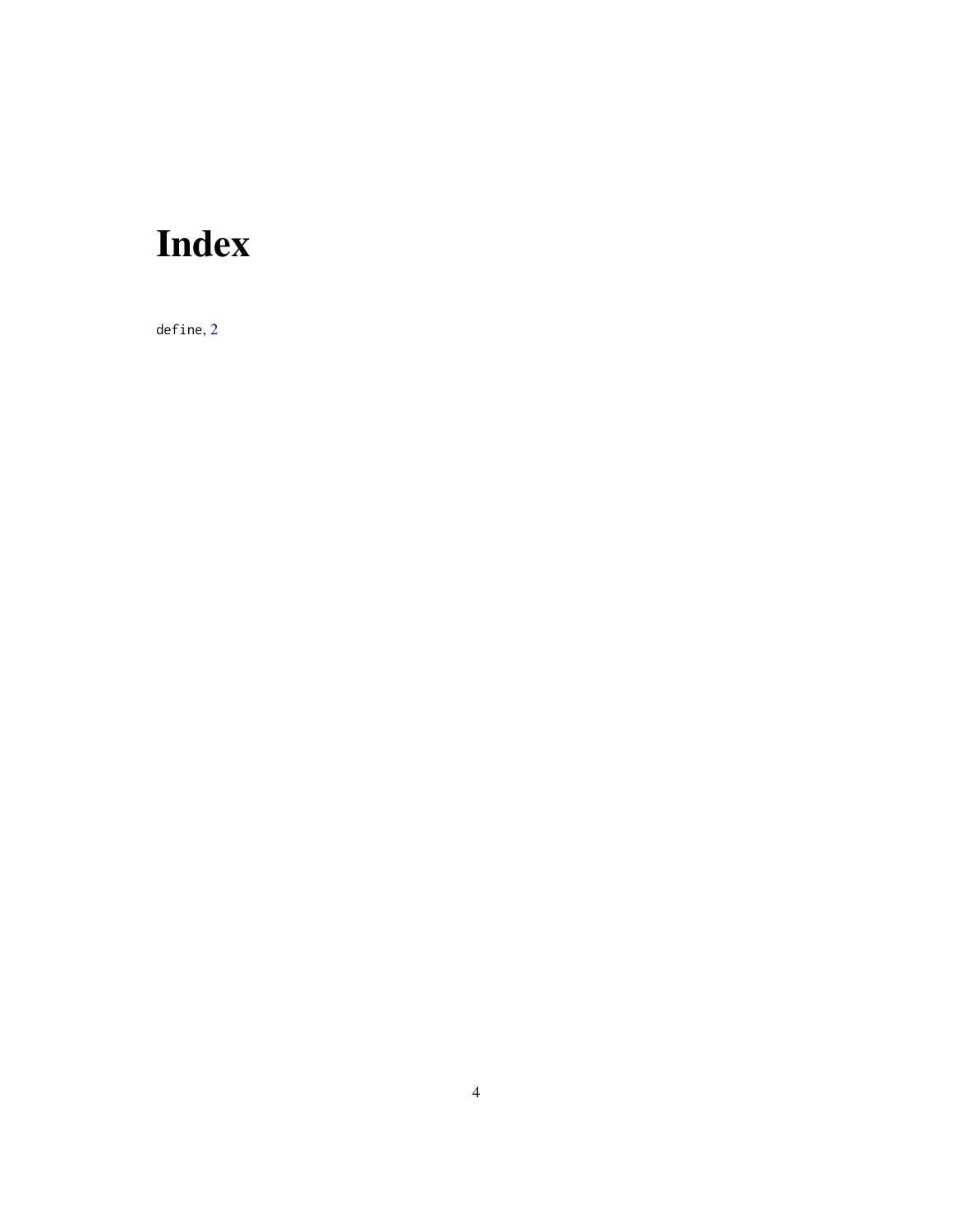# Index

`define`, 2